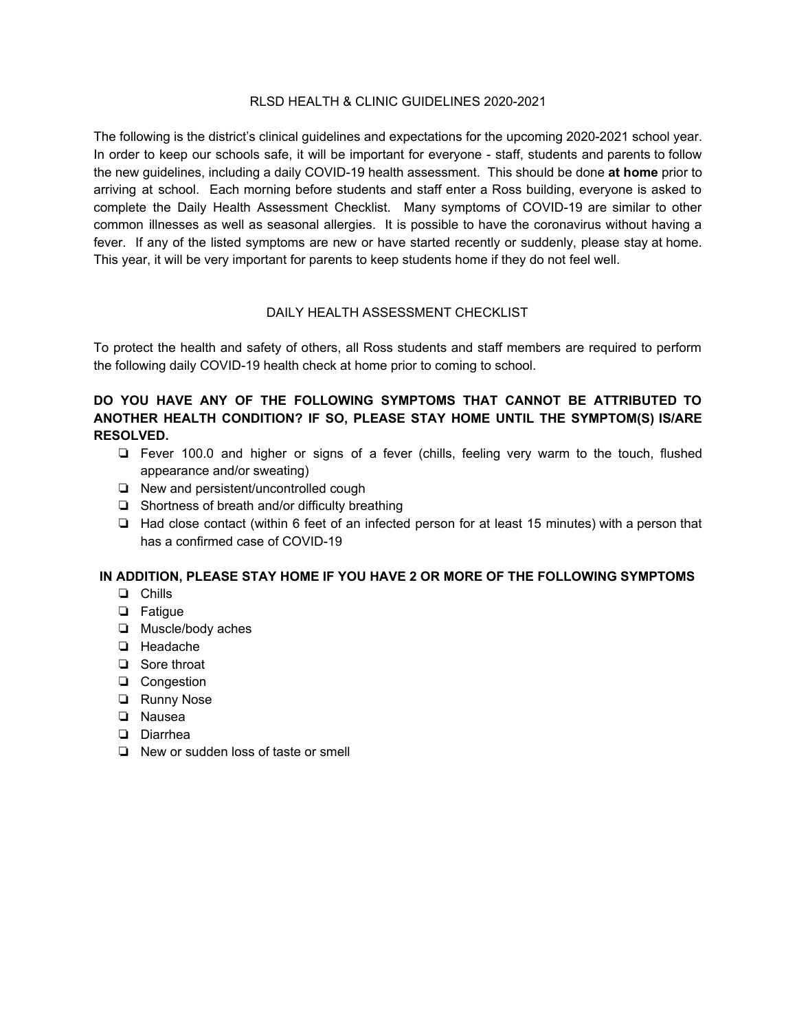# RLSD HEALTH & CLINIC GUIDELINES 2020-2021

The following is the district's clinical guidelines and expectations for the upcoming 2020-2021 school year. In order to keep our schools safe, it will be important for everyone - staff, students and parents to follow the new guidelines, including a daily COVID-19 health assessment. This should be done **at home** prior to arriving at school. Each morning before students and staff enter a Ross building, everyone is asked to complete the Daily Health Assessment Checklist. Many symptoms of COVID-19 are similar to other common illnesses as well as seasonal allergies. It is possible to have the coronavirus without having a fever. If any of the listed symptoms are new or have started recently or suddenly, please stay at home. This year, it will be very important for parents to keep students home if they do not feel well.

## DAILY HEALTH ASSESSMENT CHECKLIST

To protect the health and safety of others, all Ross students and staff members are required to perform the following daily COVID-19 health check at home prior to coming to school.

**DO YOU HAVE ANY OF THE FOLLOWING SYMPTOMS THAT CANNOT BE ATTRIBUTED TO ANOTHER HEALTH CONDITION? IF SO, PLEASE STAY HOME UNTIL THE SYMPTOM(S) IS/ARE RESOLVED.**

- ❏ Fever 100.0 and higher or signs of a fever (chills, feeling very warm to the touch, flushed appearance and/or sweating)
- ❏ New and persistent/uncontrolled cough
- ❏ Shortness of breath and/or difficulty breathing
- ❏ Had close contact (within 6 feet of an infected person for at least 15 minutes) with a person that has a confirmed case of COVID-19

**IN ADDITION, PLEASE STAY HOME IF YOU HAVE 2 OR MORE OF THE FOLLOWING SYMPTOMS**

- ❏ Chills
- ❏ Fatigue
- ❏ Muscle/body aches
- ❏ Headache
- ❏ Sore throat
- ❏ Congestion
- ❏ Runny Nose
- ❏ Nausea
- ❏ Diarrhea
- ❏ New or sudden loss of taste or smell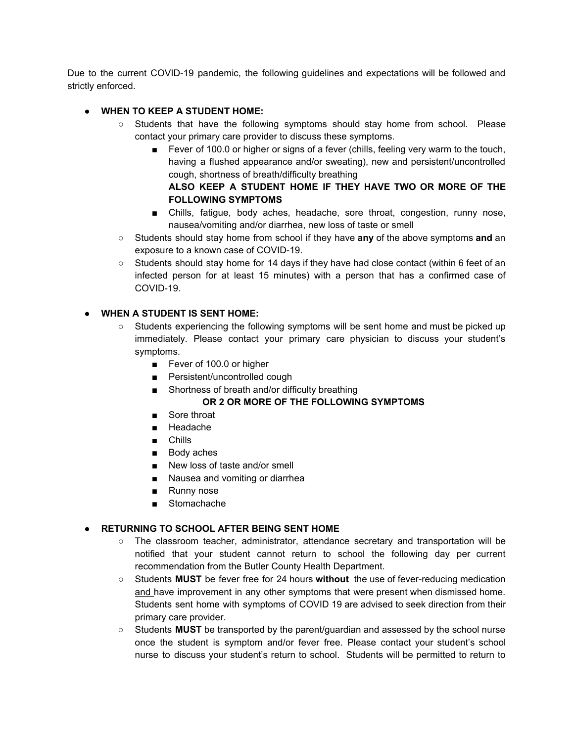Due to the current COVID-19 pandemic, the following guidelines and expectations will be followed and strictly enforced.

- **WHEN TO KEEP A STUDENT HOME:**
  - Students that have the following symptoms should stay home from school. Please contact your primary care provider to discuss these symptoms.
    - Fever of 100.0 or higher or signs of a fever (chills, feeling very warm to the touch, having a flushed appearance and/or sweating), new and persistent/uncontrolled cough, shortness of breath/difficulty breathing
      **ALSO KEEP A STUDENT HOME IF THEY HAVE TWO OR MORE OF THE FOLLOWING SYMPTOMS**
    - Chills, fatigue, body aches, headache, sore throat, congestion, runny nose, nausea/vomiting and/or diarrhea, new loss of taste or smell
  - Students should stay home from school if they have **any** of the above symptoms **and** an exposure to a known case of COVID-19.
  - Students should stay home for 14 days if they have had close contact (within 6 feet of an infected person for at least 15 minutes) with a person that has a confirmed case of COVID-19.

- **WHEN A STUDENT IS SENT HOME:**
  - Students experiencing the following symptoms will be sent home and must be picked up immediately. Please contact your primary care physician to discuss your student's symptoms.
    - Fever of 100.0 or higher
    - Persistent/uncontrolled cough
    - Shortness of breath and/or difficulty breathing

      **OR 2 OR MORE OF THE FOLLOWING SYMPTOMS**
    - Sore throat
    - Headache
    - Chills
    - Body aches
    - New loss of taste and/or smell
    - Nausea and vomiting or diarrhea
    - Runny nose
    - Stomachache

- **RETURNING TO SCHOOL AFTER BEING SENT HOME**
  - The classroom teacher, administrator, attendance secretary and transportation will be notified that your student cannot return to school the following day per current recommendation from the Butler County Health Department.
  - Students **MUST** be fever free for 24 hours **without** the use of fever-reducing medication and have improvement in any other symptoms that were present when dismissed home. Students sent home with symptoms of COVID 19 are advised to seek direction from their primary care provider.
  - Students **MUST** be transported by the parent/guardian and assessed by the school nurse once the student is symptom and/or fever free. Please contact your student's school nurse to discuss your student's return to school. Students will be permitted to return to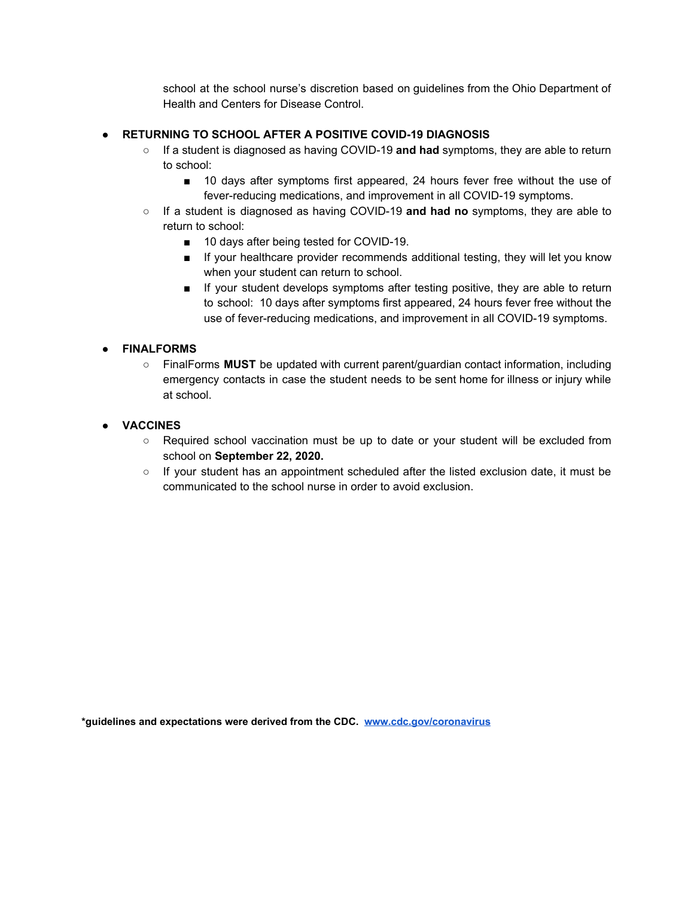school at the school nurse's discretion based on guidelines from the Ohio Department of Health and Centers for Disease Control.

- **RETURNING TO SCHOOL AFTER A POSITIVE COVID-19 DIAGNOSIS**
  - If a student is diagnosed as having COVID-19 **and had** symptoms, they are able to return to school:
    - 10 days after symptoms first appeared, 24 hours fever free without the use of fever-reducing medications, and improvement in all COVID-19 symptoms.
  - If a student is diagnosed as having COVID-19 **and had no** symptoms, they are able to return to school:
    - 10 days after being tested for COVID-19.
    - If your healthcare provider recommends additional testing, they will let you know when your student can return to school.
    - If your student develops symptoms after testing positive, they are able to return to school: 10 days after symptoms first appeared, 24 hours fever free without the use of fever-reducing medications, and improvement in all COVID-19 symptoms.

- **FINALFORMS**
  - FinalForms **MUST** be updated with current parent/guardian contact information, including emergency contacts in case the student needs to be sent home for illness or injury while at school.

- **VACCINES**
  - Required school vaccination must be up to date or your student will be excluded from school on **September 22, 2020.**
  - If your student has an appointment scheduled after the listed exclusion date, it must be communicated to the school nurse in order to avoid exclusion.

***guidelines and expectations were derived from the CDC. [www.cdc.gov/coronavirus](http://www.cdc.gov/coronavirus)**